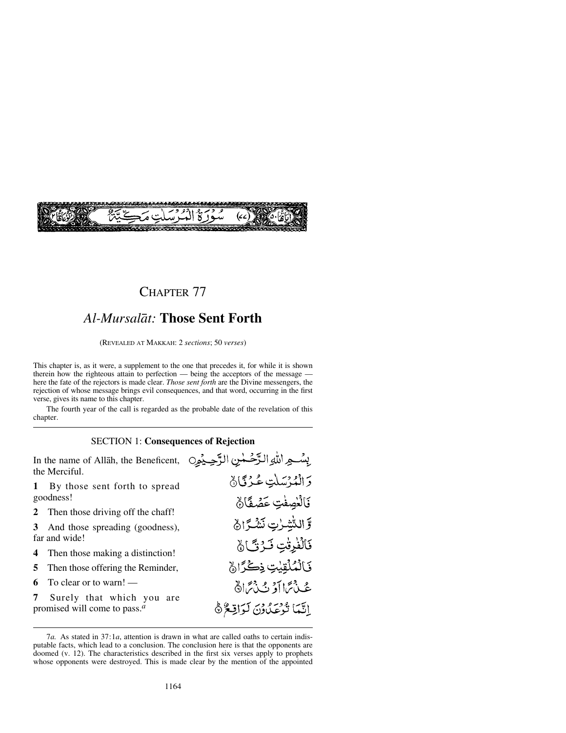سُوْرَةُ الْمُرْسَلٰتِ مَكِّيَّةٌ (٧٧)

# CHAPTER 77

## *Al-Mursalāt:* Those Sent Forth

(REVEALED AT MAKKAH: 2 *sections*; 50 *verses*)

This chapter is, as it were, a supplement to the one that precedes it, for while it is shown therein how the righteous attain to perfection — being the acceptors of the message — here the fate of the rejectors is made clear. *Those sent forth* are the Divine messengers, the rejection of whose message brings evil consequences, and that word, occurring in the first verse, gives its name to this chapter.

The fourth year of the call is regarded as the probable date of the revelation of this chapter.

### SECTION 1: Consequences of Rejection

In the name of Allāh, the Beneficent, the Merciful.

بِسْمِ اللّٰهِ الرَّحْمٰنِ الرَّحِيْمِ

**1** By those sent forth to spread goodness!

وَالْمُرْسَلٰتِ عُرْفًا ۙ

**2** Then those driving off the chaff!

فَالْعٰصِفٰتِ عَصْفًا ۙ

**3** And those spreading (goodness), far and wide!

وَّالنّٰشِرٰتِ نَشْرًا ۙ

**4** Then those making a distinction!

فَالْفٰرِقٰتِ فَرْقًا ۙ

**5** Then those offering the Reminder,

فَالْمُلْقِيٰتِ ذِكْرًا ۙ

**6** To clear or to warn! —

عُذْرًا اَوْ نُذْرًا ۙ

**7** Surely that which you are promised will come to pass.[a]

اِنَّمَا تُوْعَدُوْنَ لَوَاقِعٌ ؕ

7*a.* As stated in 37:1*a*, attention is drawn in what are called oaths to certain indisputable facts, which lead to a conclusion. The conclusion here is that the opponents are doomed (v. 12). The characteristics described in the first six verses apply to prophets whose opponents were destroyed. This is made clear by the mention of the appointed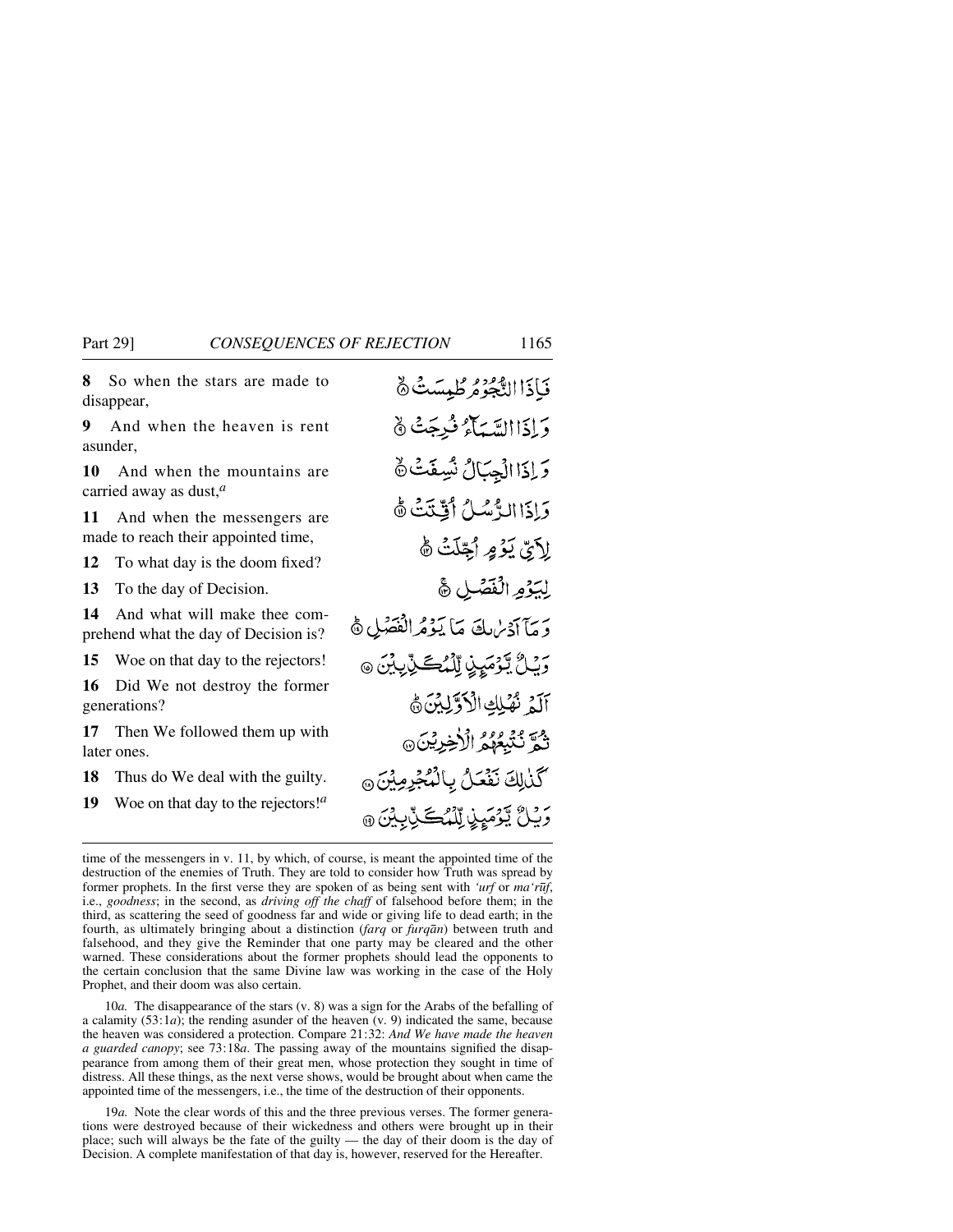**8** So when the stars are made to disappear,

فَإِذَا النُّجُومُ طُمِسَتْ ۝٨

**9** And when the heaven is rent asunder,

وَإِذَا السَّمَاءُ فُرِجَتْ ۝٩

**10** And when the mountains are carried away as dust,[a]

وَإِذَا الْجِبَالُ نُسِفَتْ ۝١٠

**11** And when the messengers are made to reach their appointed time,

وَإِذَا الرُّسُلُ أُقِّتَتْ ۝١١

**12** To what day is the doom fixed?

لِأَيِّ يَوْمٍ أُجِّلَتْ ۝١٢

**13** To the day of Decision.

لِيَوْمِ الْفَصْلِ ۝١٣

**14** And what will make thee comprehend what the day of Decision is?

وَمَا أَدْرَاكَ مَا يَوْمُ الْفَصْلِ ۝١٤

**15** Woe on that day to the rejectors!

وَيْلٌ يَوْمَئِذٍ لِلْمُكَذِّبِينَ ۝١٥

**16** Did We not destroy the former generations?

أَلَمْ نُهْلِكِ الْأَوَّلِينَ ۝١٦

**17** Then We followed them up with later ones.

ثُمَّ نُتْبِعُهُمُ الْآخِرِينَ ۝١٧

**18** Thus do We deal with the guilty.

كَذَٰلِكَ نَفْعَلُ بِالْمُجْرِمِينَ ۝١٨

**19** Woe on that day to the rejectors![a]

وَيْلٌ يَوْمَئِذٍ لِلْمُكَذِّبِينَ ۝١٩

---

time of the messengers in v. 11, by which, of course, is meant the appointed time of the destruction of the enemies of Truth. They are told to consider how Truth was spread by former prophets. In the first verse they are spoken of as being sent with *'urf* or *ma'rūf*, i.e., *goodness*; in the second, as *driving off the chaff* of falsehood before them; in the third, as scattering the seed of goodness far and wide or giving life to dead earth; in the fourth, as ultimately bringing about a distinction (*farq* or *furqān*) between truth and falsehood, and they give the Reminder that one party may be cleared and the other warned. These considerations about the former prophets should lead the opponents to the certain conclusion that the same Divine law was working in the case of the Holy Prophet, and their doom was also certain.

10*a.* The disappearance of the stars (v. 8) was a sign for the Arabs of the befalling of a calamity (53:1*a*); the rending asunder of the heaven (v. 9) indicated the same, because the heaven was considered a protection. Compare 21:32: *And We have made the heaven a guarded canopy*; see 73:18*a*. The passing away of the mountains signified the disappearance from among them of their great men, whose protection they sought in time of distress. All these things, as the next verse shows, would be brought about when came the appointed time of the messengers, i.e., the time of the destruction of their opponents.

19*a.* Note the clear words of this and the three previous verses. The former generations were destroyed because of their wickedness and others were brought up in their place; such will always be the fate of the guilty — the day of their doom is the day of Decision. A complete manifestation of that day is, however, reserved for the Hereafter.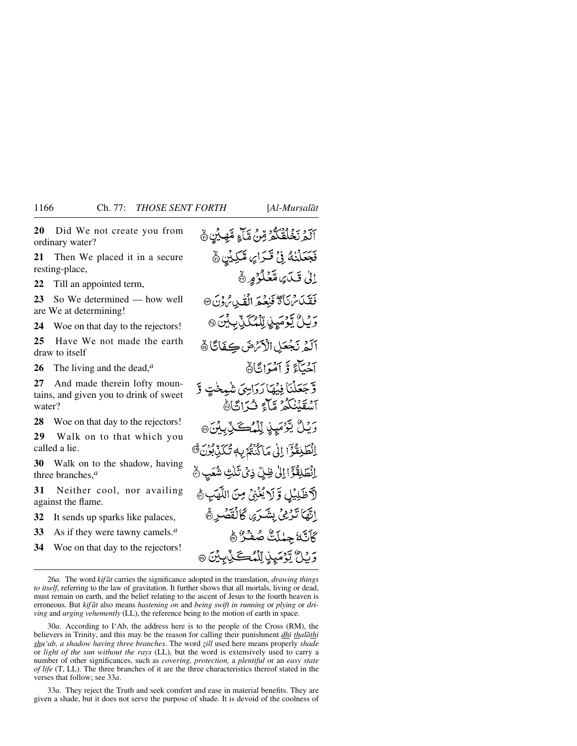**20** Did We not create you from ordinary water?

**21** Then We placed it in a secure resting-place,

**22** Till an appointed term,

**23** So We determined — how well are We at determining!

**24** Woe on that day to the rejectors!

**25** Have We not made the earth draw to itself

**26** The living and the dead,[a]

**27** And made therein lofty mountains, and given you to drink of sweet water?

**28** Woe on that day to the rejectors!

**29** Walk on to that which you called a lie.

**30** Walk on to the shadow, having three branches,[a]

**31** Neither cool, nor availing against the flame.

**32** It sends up sparks like palaces,

**33** As if they were tawny camels.[a]

**34** Woe on that day to the rejectors!

أَلَمْ نَخْلُقكُّم مِّن مَّآءٍ مَّهِينٍ ﴿٢٠﴾

فَجَعَلْنَٰهُ فِى قَرَارٍ مَّكِينٍ ﴿٢١﴾

إِلَىٰ قَدَرٍ مَّعْلُومٍ ﴿٢٢﴾

فَقَدَرْنَا فَنِعْمَ ٱلْقَٰدِرُونَ ﴿٢٣﴾

وَيْلٌ يَوْمَئِذٍ لِّلْمُكَذِّبِينَ ﴿٢٤﴾

أَلَمْ نَجْعَلِ ٱلْأَرْضَ كِفَاتًا ﴿٢٥﴾

أَحْيَآءً وَأَمْوَٰتًا ﴿٢٦﴾

وَجَعَلْنَا فِيهَا رَوَٰسِىَ شَٰمِخَٰتٍ وَأَسْقَيْنَٰكُم مَّآءً فُرَاتًا ﴿٢٧﴾

وَيْلٌ يَوْمَئِذٍ لِّلْمُكَذِّبِينَ ﴿٢٨﴾

ٱنطَلِقُوٓا۟ إِلَىٰ مَا كُنتُم بِهِۦ تُكَذِّبُونَ ﴿٢٩﴾

ٱنطَلِقُوٓا۟ إِلَىٰ ظِلٍّ ذِى ثَلَٰثِ شُعَبٍ ﴿٣٠﴾

لَّا ظَلِيلٍ وَلَا يُغْنِى مِنَ ٱللَّهَبِ ﴿٣١﴾

إِنَّهَا تَرْمِى بِشَرَرٍ كَٱلْقَصْرِ ﴿٣٢﴾

كَأَنَّهُۥ جِمَٰلَتٌ صُفْرٌ ﴿٣٣﴾

وَيْلٌ يَوْمَئِذٍ لِّلْمُكَذِّبِينَ ﴿٣٤﴾

---

26*a.* The word *kifāt* carries the significance adopted in the translation, *drawing things to itself*, referring to the law of gravitation. It further shows that all mortals, living or dead, must remain on earth, and the belief relating to the ascent of Jesus to the fourth heaven is erroneous. But *kifāt* also means *hastening on* and *being swift in running* or *plying* or *driving* and *urging vehemently* (LL), the reference being to the motion of earth in space.

30*a.* According to I'Ab, the address here is to the people of the Cross (RM), the believers in Trinity, and this may be the reason for calling their punishment *dhī thalāthi shu'ab, a shadow having three branches*. The word *ẓill* used here means properly *shade* or *light of the sun without the rays* (LL), but the word is extensively used to carry a number of other significances, such as *covering, protection,* a *plentiful* or an *easy state of life* (T, LL). The three branches of it are the three characteristics thereof stated in the verses that follow; see 33*a*.

33*a.* They reject the Truth and seek comfort and ease in material benefits. They are given a shade, but it does not serve the purpose of shade. It is devoid of the coolness of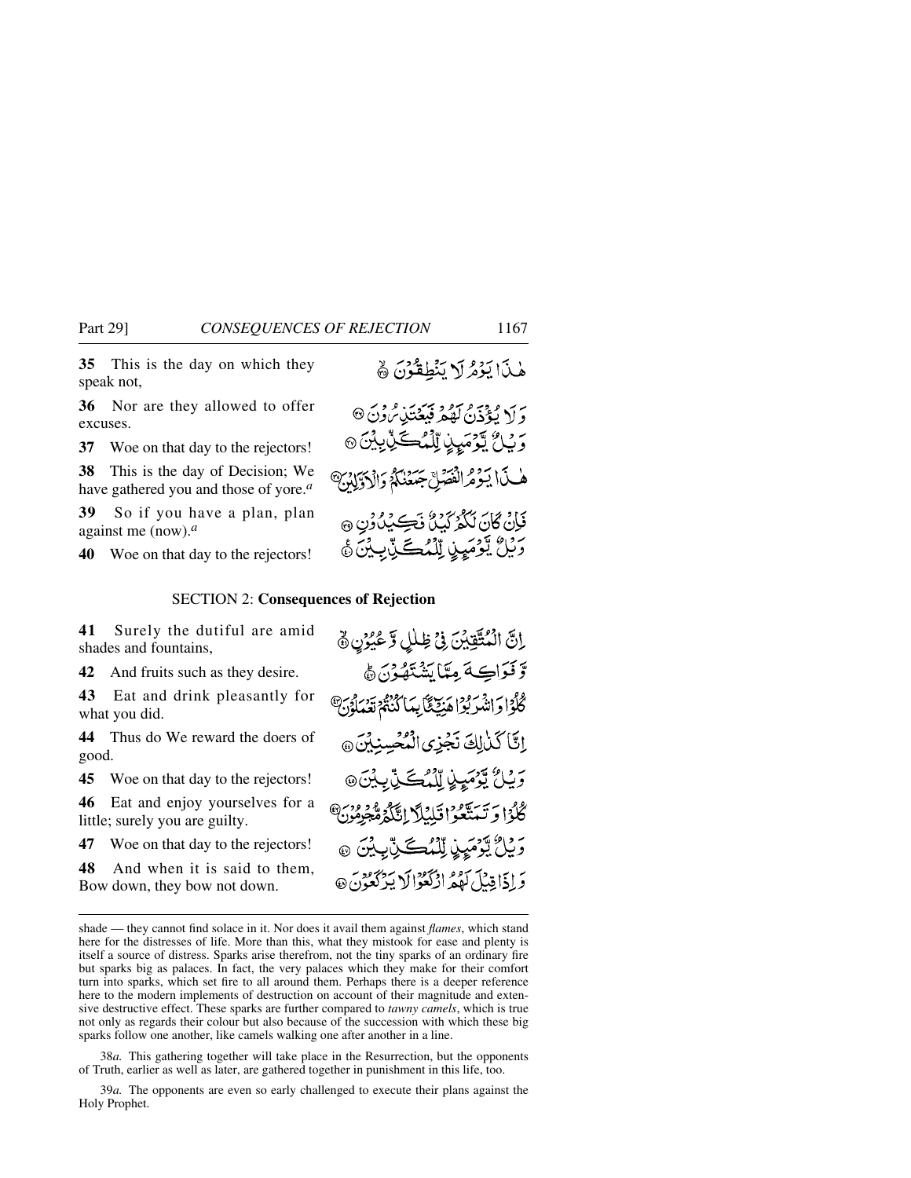**35** This is the day on which they speak not,

هٰذَا يَوْمُ لَا يَنْطِقُوْنَ ﴿٣٥﴾

**36** Nor are they allowed to offer excuses.

وَلَا يُؤْذَنُ لَهُمْ فَيَعْتَذِرُوْنَ ﴿٣٦﴾

**37** Woe on that day to the rejectors!

وَيْلٌ يَّوْمَئِذٍ لِّلْمُكَذِّبِيْنَ ﴿٣٧﴾

**38** This is the day of Decision; We have gathered you and those of yore.[a]

هٰذَا يَوْمُ الْفَصْلِ جَمَعْنٰكُمْ وَالْاَوَّلِيْنَ ﴿٣٨﴾

**39** So if you have a plan, plan against me (now).[a]

فَاِنْ كَانَ لَكُمْ كَيْدٌ فَكِيْدُوْنِ ﴿٣٩﴾

**40** Woe on that day to the rejectors!

وَيْلٌ يَّوْمَئِذٍ لِّلْمُكَذِّبِيْنَ ﴿٤٠﴾

## SECTION 2: Consequences of Rejection

**41** Surely the dutiful are amid shades and fountains,

اِنَّ الْمُتَّقِيْنَ فِيْ ظِلٰلٍ وَّعُيُوْنٍ ﴿٤١﴾

**42** And fruits such as they desire.

وَّفَوَاكِهَ مِمَّا يَشْتَهُوْنَ ﴿٤٢﴾

**43** Eat and drink pleasantly for what you did.

كُلُوْا وَاشْرَبُوْا هَنِيْٓـًٔا بِمَا كُنْتُمْ تَعْمَلُوْنَ ﴿٤٣﴾

**44** Thus do We reward the doers of good.

اِنَّا كَذٰلِكَ نَجْزِي الْمُحْسِنِيْنَ ﴿٤٤﴾

**45** Woe on that day to the rejectors!

وَيْلٌ يَّوْمَئِذٍ لِّلْمُكَذِّبِيْنَ ﴿٤٥﴾

**46** Eat and enjoy yourselves for a little; surely you are guilty.

كُلُوْا وَتَمَتَّعُوْا قَلِيْلًا اِنَّكُمْ مُّجْرِمُوْنَ ﴿٤٦﴾

**47** Woe on that day to the rejectors!

وَيْلٌ يَّوْمَئِذٍ لِّلْمُكَذِّبِيْنَ ﴿٤٧﴾

**48** And when it is said to them, Bow down, they bow not down.

وَاِذَا قِيْلَ لَهُمُ ارْكَعُوْا لَا يَرْكَعُوْنَ ﴿٤٨﴾

---

shade — they cannot find solace in it. Nor does it avail them against *flames*, which stand here for the distresses of life. More than this, what they mistook for ease and plenty is itself a source of distress. Sparks arise therefrom, not the tiny sparks of an ordinary fire but sparks big as palaces. In fact, the very palaces which they make for their comfort turn into sparks, which set fire to all around them. Perhaps there is a deeper reference here to the modern implements of destruction on account of their magnitude and extensive destructive effect. These sparks are further compared to *tawny camels*, which is true not only as regards their colour but also because of the succession with which these big sparks follow one another, like camels walking one after another in a line.

38*a.* This gathering together will take place in the Resurrection, but the opponents of Truth, earlier as well as later, are gathered together in punishment in this life, too.

39*a.* The opponents are even so early challenged to execute their plans against the Holy Prophet.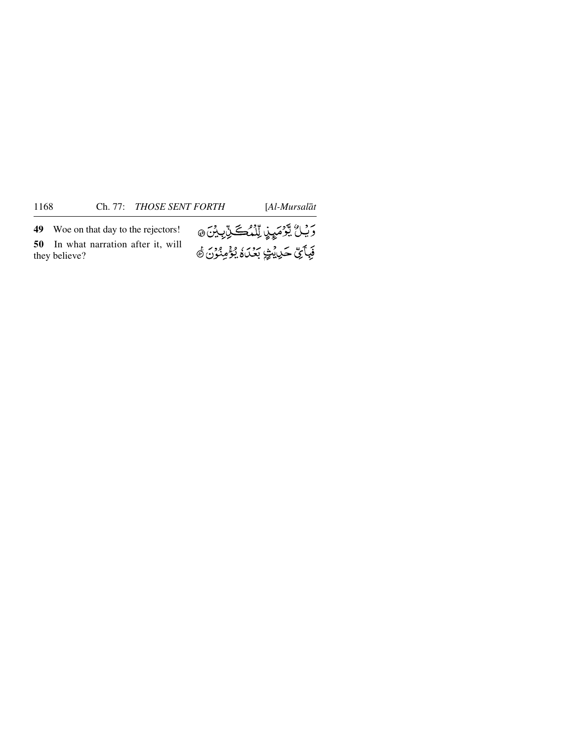**49** Woe on that day to the rejectors!

وَيْلٌ يَوْمَئِذٍ لِّلْمُكَذِّبِيْنَ ﴿٤٩﴾

**50** In what narration after it, will they believe?

فَبِأَيِّ حَدِيْثٍ بَعْدَهُ يُؤْمِنُوْنَ ﴿٥٠﴾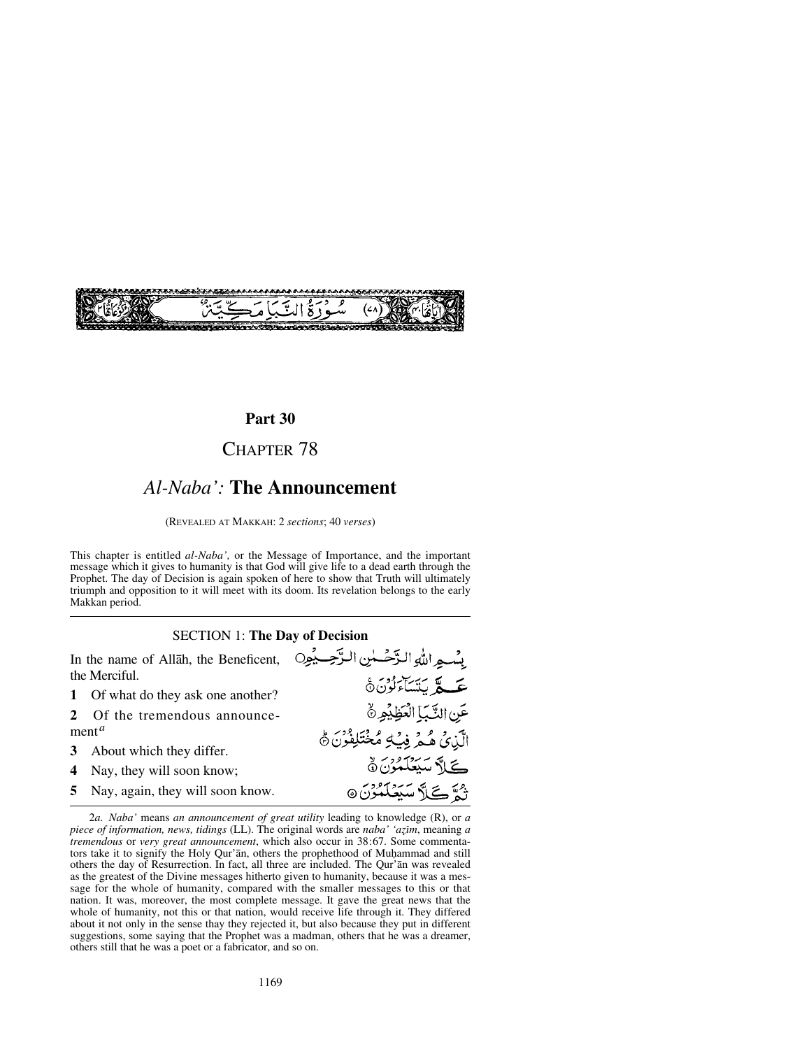سُورَةُ النَّبَإِ مَكِّيَّةٌ (٧٨)

## Part 30

# Chapter 78

## *Al-Naba':* The Announcement

(Revealed at Makkah: 2 *sections*; 40 *verses*)

This chapter is entitled *al-Naba',* or the Message of Importance, and the important message which it gives to humanity is that God will give life to a dead earth through the Prophet. The day of Decision is again spoken of here to show that Truth will ultimately triumph and opposition to it will meet with its doom. Its revelation belongs to the early Makkan period.

---

### SECTION 1: The Day of Decision

In the name of Allāh, the Beneficent, the Merciful.

بِسْمِ اللّٰهِ الرَّحْمٰنِ الرَّحِيْمِ

**1** Of what do they ask one another?

عَمَّ يَتَسَآءَلُوْنَ ﴿١﴾

**2** Of the tremendous announcement[a]

عَنِ النَّبَاِ الْعَظِيْمِ ﴿٢﴾

**3** About which they differ.

الَّذِيْ هُمْ فِيْهِ مُخْتَلِفُوْنَ ﴿٣﴾

**4** Nay, they will soon know;

كَلَّا سَيَعْلَمُوْنَ ﴿٤﴾

**5** Nay, again, they will soon know.

ثُمَّ كَلَّا سَيَعْلَمُوْنَ ﴿٥﴾

---

2*a. Naba'* means *an announcement of great utility* leading to knowledge (R), or *a piece of information, news, tidings* (LL). The original words are *naba' 'aẓīm*, meaning *a tremendous* or *very great announcement*, which also occur in 38:67. Some commentators take it to signify the Holy Qur'ān, others the prophethood of Muḥammad and still others the day of Resurrection. In fact, all three are included. The Qur'ān was revealed as the greatest of the Divine messages hitherto given to humanity, because it was a message for the whole of humanity, compared with the smaller messages to this or that nation. It was, moreover, the most complete message. It gave the great news that the whole of humanity, not this or that nation, would receive life through it. They differed about it not only in the sense thay they rejected it, but also because they put in different suggestions, some saying that the Prophet was a madman, others that he was a dreamer, others still that he was a poet or a fabricator, and so on.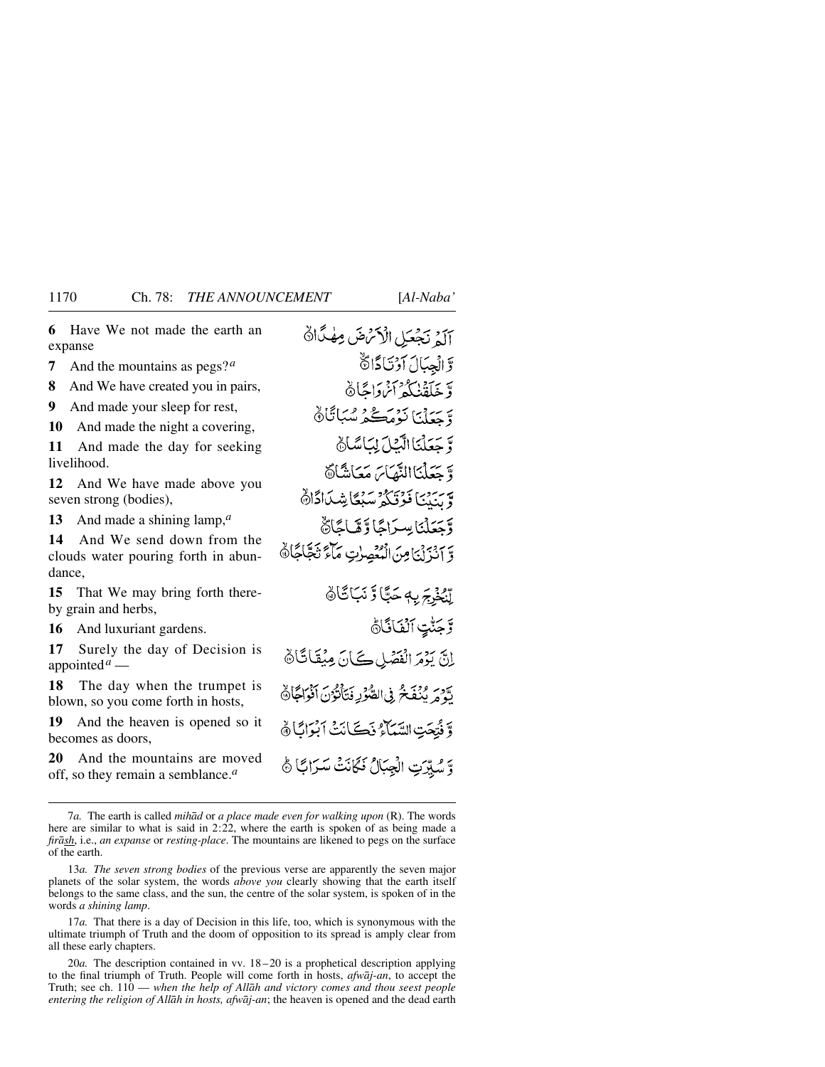**6** Have We not made the earth an expanse

**7** And the mountains as pegs?[a]

**8** And We have created you in pairs,

**9** And made your sleep for rest,

**10** And made the night a covering,

**11** And made the day for seeking livelihood.

**12** And We have made above you seven strong (bodies),

**13** And made a shining lamp,[a]

**14** And We send down from the clouds water pouring forth in abundance,

**15** That We may bring forth thereby grain and herbs,

**16** And luxuriant gardens.

**17** Surely the day of Decision is appointed[a] —

**18** The day when the trumpet is blown, so you come forth in hosts,

**19** And the heaven is opened so it becomes as doors,

**20** And the mountains are moved off, so they remain a semblance.[a]

أَلَمْ نَجْعَلِ الْأَرْضَ مِهٰدًا ﴿٦﴾

وَّالْجِبَالَ أَوْتَادًا ﴿٧﴾

وَّخَلَقْنٰكُمْ أَزْوَاجًا ﴿٨﴾

وَّجَعَلْنَا نَوْمَكُمْ سُبَاتًا ﴿٩﴾

وَّجَعَلْنَا الَّيْلَ لِبَاسًا ﴿١٠﴾

وَّجَعَلْنَا النَّهَارَ مَعَاشًا ﴿١١﴾

وَّبَنَيْنَا فَوْقَكُمْ سَبْعًا شِدَادًا ﴿١٢﴾

وَّجَعَلْنَا سِرَاجًا وَّهَّاجًا ﴿١٣﴾

وَّأَنْزَلْنَا مِنَ الْمُعْصِرٰتِ مَآءً ثَجَّاجًا ﴿١٤﴾

لِّنُخْرِجَ بِهٖ حَبًّا وَّنَبَاتًا ﴿١٥﴾

وَّجَنّٰتٍ أَلْفَافًا ﴿١٦﴾

إِنَّ يَوْمَ الْفَصْلِ كَانَ مِيْقَاتًا ﴿١٧﴾

يَّوْمَ يُنْفَخُ فِي الصُّوْرِ فَتَأْتُوْنَ أَفْوَاجًا ﴿١٨﴾

وَّفُتِحَتِ السَّمَآءُ فَكَانَتْ أَبْوَابًا ﴿١٩﴾

وَّسُيِّرَتِ الْجِبَالُ فَكَانَتْ سَرَابًا ﴿٢٠﴾

---

7*a.* The earth is called *mihād* or *a place made even for walking upon* (R). The words here are similar to what is said in 2:22, where the earth is spoken of as being made a *firāsh*, i.e., *an expanse* or *resting-place*. The mountains are likened to pegs on the surface of the earth.

13*a.* *The seven strong bodies* of the previous verse are apparently the seven major planets of the solar system, the words *above you* clearly showing that the earth itself belongs to the same class, and the sun, the centre of the solar system, is spoken of in the words *a shining lamp*.

17*a.* That there is a day of Decision in this life, too, which is synonymous with the ultimate triumph of Truth and the doom of opposition to its spread is amply clear from all these early chapters.

20*a.* The description contained in vv. 18–20 is a prophetical description applying to the final triumph of Truth. People will come forth in hosts, *afwāj-an*, to accept the Truth; see ch. 110 — *when the help of Allāh and victory comes and thou seest people entering the religion of Allāh in hosts, afwāj-an*; the heaven is opened and the dead earth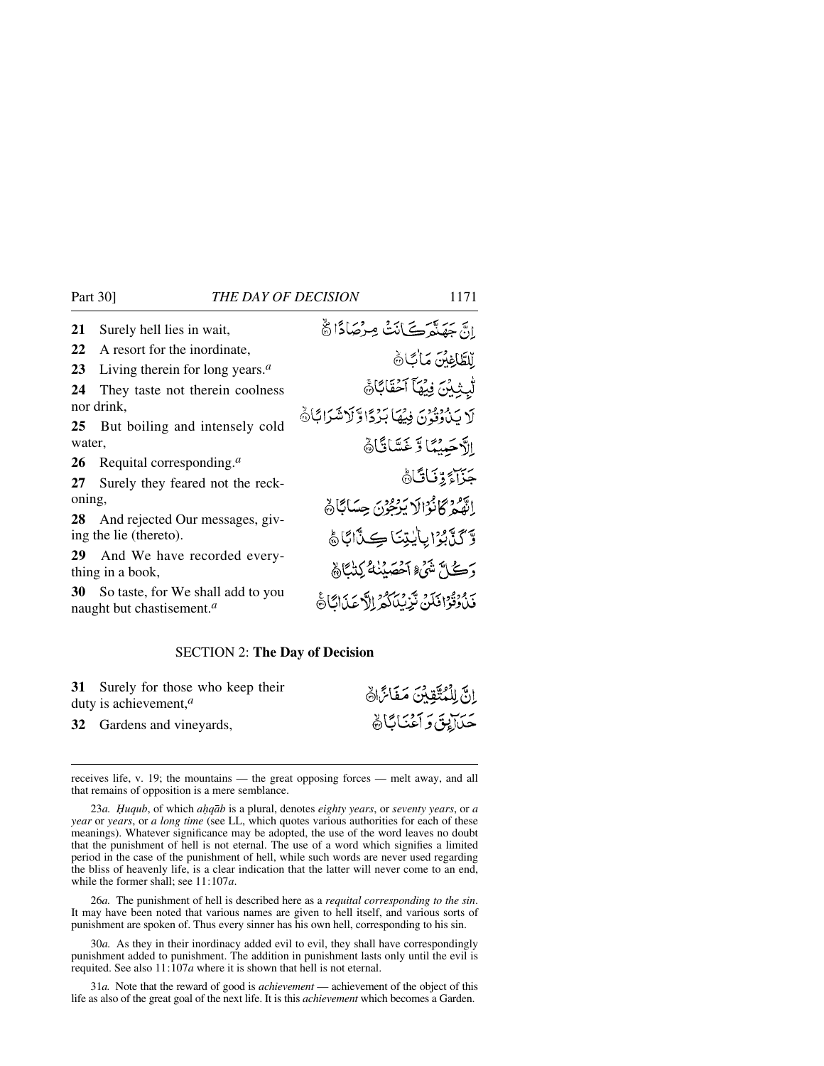| | |
|---|---|
| **21** Surely hell lies in wait, | اِنَّ جَهَنَّمَ كَانَتْ مِرْصَادًا ﴿۲۱﴾ |
| **22** A resort for the inordinate, | لِّلطّٰغِيْنَ مَاٰبًا ﴿۲۲﴾ |
| **23** Living therein for long years.[a] | لّٰبِثِيْنَ فِيْهَآ اَحْقَابًا ﴿۲۳﴾ |
| **24** They taste not therein coolness nor drink, | لَا يَذُوْقُوْنَ فِيْهَا بَرْدًا وَّلَا شَرَابًا ﴿۲۴﴾ |
| **25** But boiling and intensely cold water, | اِلَّا حَمِيْمًا وَّ غَسَّاقًا ﴿۲۵﴾ |
| **26** Requital corresponding.[a] | جَزَآءً وِّفَاقًا ﴿۲۶﴾ |
| **27** Surely they feared not the reckoning, | اِنَّهُمْ كَانُوْا لَا يَرْجُوْنَ حِسَابًا ﴿۲۷﴾ |
| **28** And rejected Our messages, giving the lie (thereto). | وَّ كَذَّبُوْا بِاٰيٰتِنَا كِذَّابًا ﴿۲۸﴾ |
| **29** And We have recorded everything in a book, | وَكُلَّ شَيْءٍ اَحْصَيْنٰهُ كِتٰبًا ﴿۲۹﴾ |
| **30** So taste, for We shall add to you naught but chastisement.[a] | فَذُوْقُوْا فَلَنْ نَّزِيْدَكُمْ اِلَّا عَذَابًا ﴿۳۰﴾ |

## SECTION 2: **The Day of Decision**

| | |
|---|---|
| **31** Surely for those who keep their duty is achievement,[a] | اِنَّ لِلْمُتَّقِيْنَ مَفَازًا ﴿۳۱﴾ |
| **32** Gardens and vineyards, | حَدَآئِقَ وَ اَعْنَابًا ﴿۳۲﴾ |

---

receives life, v. 19; the mountains — the great opposing forces — melt away, and all that remains of opposition is a mere semblance.

23*a.* *Ḥuqub*, of which *aḥqāb* is a plural, denotes *eighty years*, or *seventy years*, or *a year* or *years*, or *a long time* (see LL, which quotes various authorities for each of these meanings). Whatever significance may be adopted, the use of the word leaves no doubt that the punishment of hell is not eternal. The use of a word which signifies a limited period in the case of the punishment of hell, while such words are never used regarding the bliss of heavenly life, is a clear indication that the latter will never come to an end, while the former shall; see 11:107*a*.

26*a.* The punishment of hell is described here as a *requital corresponding to the sin*. It may have been noted that various names are given to hell itself, and various sorts of punishment are spoken of. Thus every sinner has his own hell, corresponding to his sin.

30*a.* As they in their inordinacy added evil to evil, they shall have correspondingly punishment added to punishment. The addition in punishment lasts only until the evil is requited. See also 11:107*a* where it is shown that hell is not eternal.

31*a.* Note that the reward of good is *achievement* — achievement of the object of this life as also of the great goal of the next life. It is this *achievement* which becomes a Garden.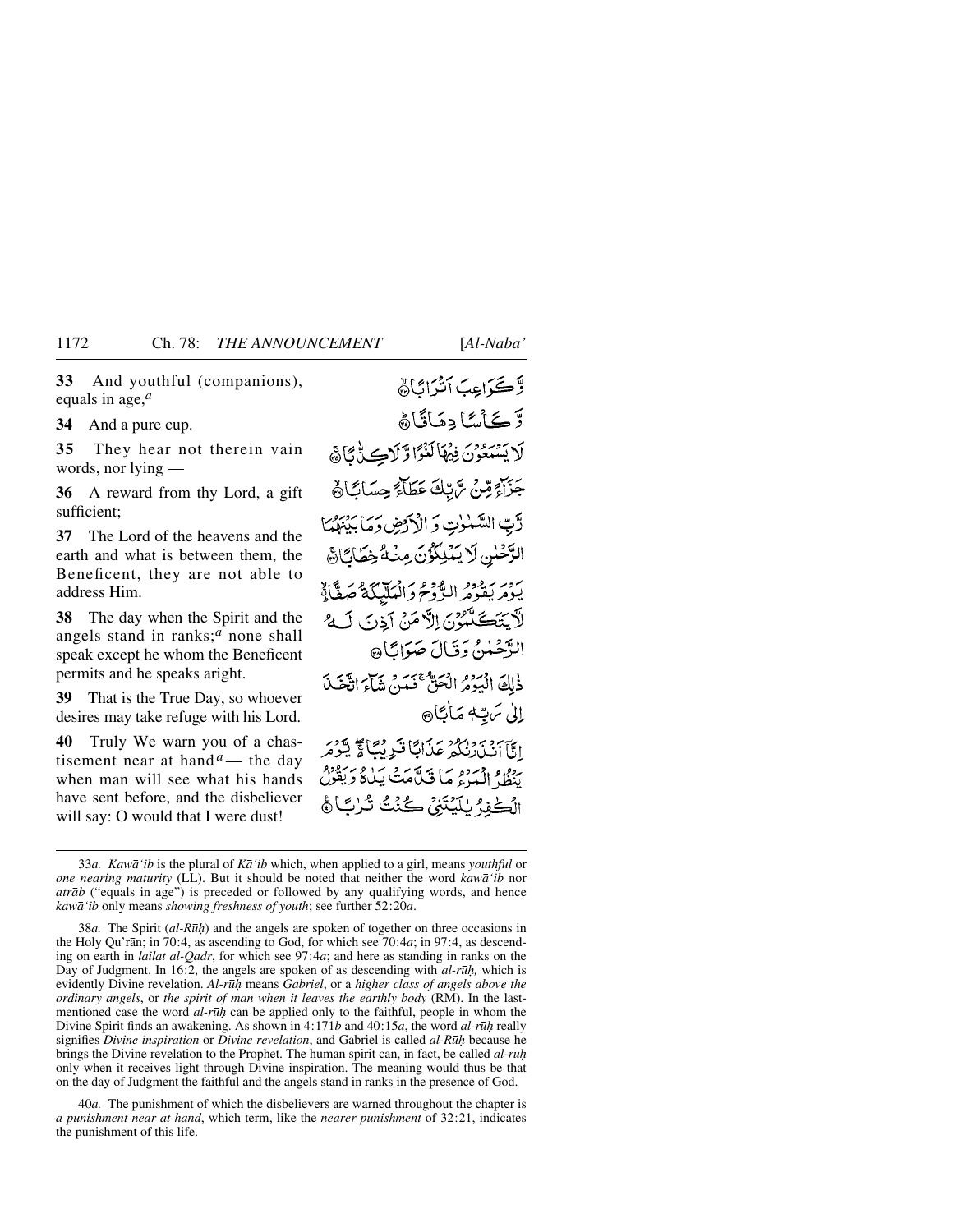**33** And youthful (companions), equals in age,[a]

وَّ كَوَاعِبَ اَتْرَابًا ۙ

**34** And a pure cup.

وَّ كَاْسًا دِهَاقًا ۙ

**35** They hear not therein vain words, nor lying —

لَا يَسْمَعُوْنَ فِيْهَا لَغْوًا وَّ لَا كِذّٰبًا ۚ

**36** A reward from thy Lord, a gift sufficient;

جَزَآءً مِّنْ رَّبِّكَ عَطَآءً حِسَابًا ۙ

**37** The Lord of the heavens and the earth and what is between them, the Beneficent, they are not able to address Him.

رَّبِّ السَّمٰوٰتِ وَ الْاَرْضِ وَ مَا بَيْنَهُمَا الرَّحْمٰنِ لَا يَمْلِكُوْنَ مِنْهُ خِطَابًا ۚ

**38** The day when the Spirit and the angels stand in ranks;[a] none shall speak except he whom the Beneficent permits and he speaks aright.

يَوْمَ يَقُوْمُ الرُّوْحُ وَ الْمَلٰٓئِكَةُ صَفًّا ۙ ۗ لَّا يَتَكَلَّمُوْنَ اِلَّا مَنْ اَذِنَ لَهُ الرَّحْمٰنُ وَ قَالَ صَوَابًا ۝

**39** That is the True Day, so whoever desires may take refuge with his Lord.

ذٰلِكَ الْيَوْمُ الْحَقُّ ۚ فَمَنْ شَآءَ اتَّخَذَ اِلٰى رَبِّهٖ مَاٰبًا ۝

**40** Truly We warn you of a chastisement near at hand[a] — the day when man will see what his hands have sent before, and the disbeliever will say: O would that I were dust!

اِنَّآ اَنْذَرْنٰكُمْ عَذَابًا قَرِيْبًا ۚ ۖ يَّوْمَ يَنْظُرُ الْمَرْءُ مَا قَدَّمَتْ يَدٰهُ وَ يَقُوْلُ الْكٰفِرُ يٰلَيْتَنِيْ كُنْتُ تُرٰبًا ۝

---

33*a.* *Kawā'ib* is the plural of *Kā'ib* which, when applied to a girl, means *youthful* or *one nearing maturity* (LL). But it should be noted that neither the word *kawā'ib* nor *atrāb* ("equals in age") is preceded or followed by any qualifying words, and hence *kawā'ib* only means *showing freshness of youth*; see further 52:20*a*.

38*a.* The Spirit (*al-Rūḥ*) and the angels are spoken of together on three occasions in the Holy Qur'ān; in 70:4, as ascending to God, for which see 70:4*a*; in 97:4, as descending on earth in *lailat al-Qadr*, for which see 97:4*a*; and here as standing in ranks on the Day of Judgment. In 16:2, the angels are spoken of as descending with *al-rūḥ,* which is evidently Divine revelation. *Al-rūḥ* means *Gabriel*, or a *higher class of angels above the ordinary angels*, or *the spirit of man when it leaves the earthly body* (RM). In the last-mentioned case the word *al-rūḥ* can be applied only to the faithful, people in whom the Divine Spirit finds an awakening. As shown in 4:171*b* and 40:15*a*, the word *al-rūḥ* really signifies *Divine inspiration* or *Divine revelation*, and Gabriel is called *al-Rūḥ* because he brings the Divine revelation to the Prophet. The human spirit can, in fact, be called *al-rūḥ* only when it receives light through Divine inspiration. The meaning would thus be that on the day of Judgment the faithful and the angels stand in ranks in the presence of God.

40*a.* The punishment of which the disbelievers are warned throughout the chapter is *a punishment near at hand*, which term, like the *nearer punishment* of 32:21, indicates the punishment of this life.